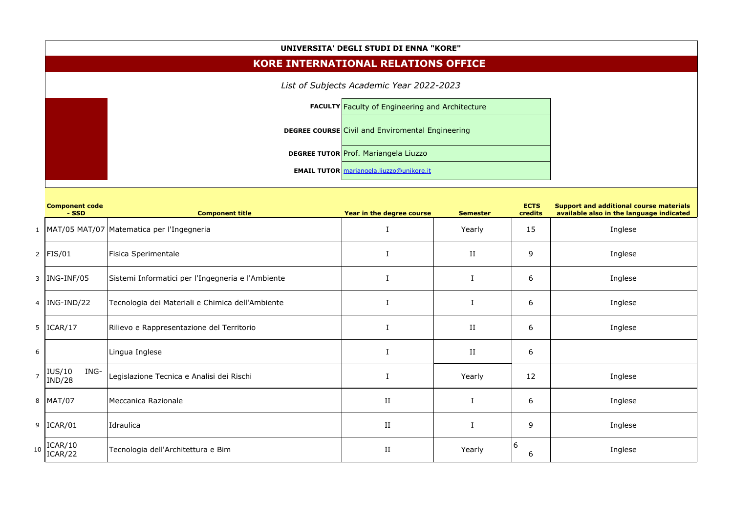# UNIVERSITA' DEGLI STUDI DI ENNA "KORE"

## KORE INTERNATIONAL RELATIONS OFFICE

*List of Subjects Academic Year 2022-2023*

| | |
|---|---|
| **FACULTY** | Faculty of Engineering and Architecture |
| **DEGREE COURSE** | Civil and Enviromental Engineering |
| **DEGREE TUTOR** | Prof. Mariangela Liuzzo |
| **EMAIL TUTOR** | mariangela.liuzzo@unikore.it |

| | Component code - SSD | Component title | Year in the degree course | Semester | ECTS credits | Support and additional course materials available also in the language indicated |
|---|---|---|---|---|---|---|
| 1 | MAT/05 MAT/07 | Matematica per l'Ingegneria | I | Yearly | 15 | Inglese |
| 2 | FIS/01 | Fisica Sperimentale | I | II | 9 | Inglese |
| 3 | ING-INF/05 | Sistemi Informatici per l'Ingegneria e l'Ambiente | I | I | 6 | Inglese |
| 4 | ING-IND/22 | Tecnologia dei Materiali e Chimica dell'Ambiente | I | I | 6 | Inglese |
| 5 | ICAR/17 | Rilievo e Rappresentazione del Territorio | I | II | 6 | Inglese |
| 6 | | Lingua Inglese | I | II | 6 | |
| 7 | IUS/10 ING-IND/28 | Legislazione Tecnica e Analisi dei Rischi | I | Yearly | 12 | Inglese |
| 8 | MAT/07 | Meccanica Razionale | II | I | 6 | Inglese |
| 9 | ICAR/01 | Idraulica | II | I | 9 | Inglese |
| 10 | ICAR/10 ICAR/22 | Tecnologia dell'Architettura e Bim | II | Yearly | 6 6 | Inglese |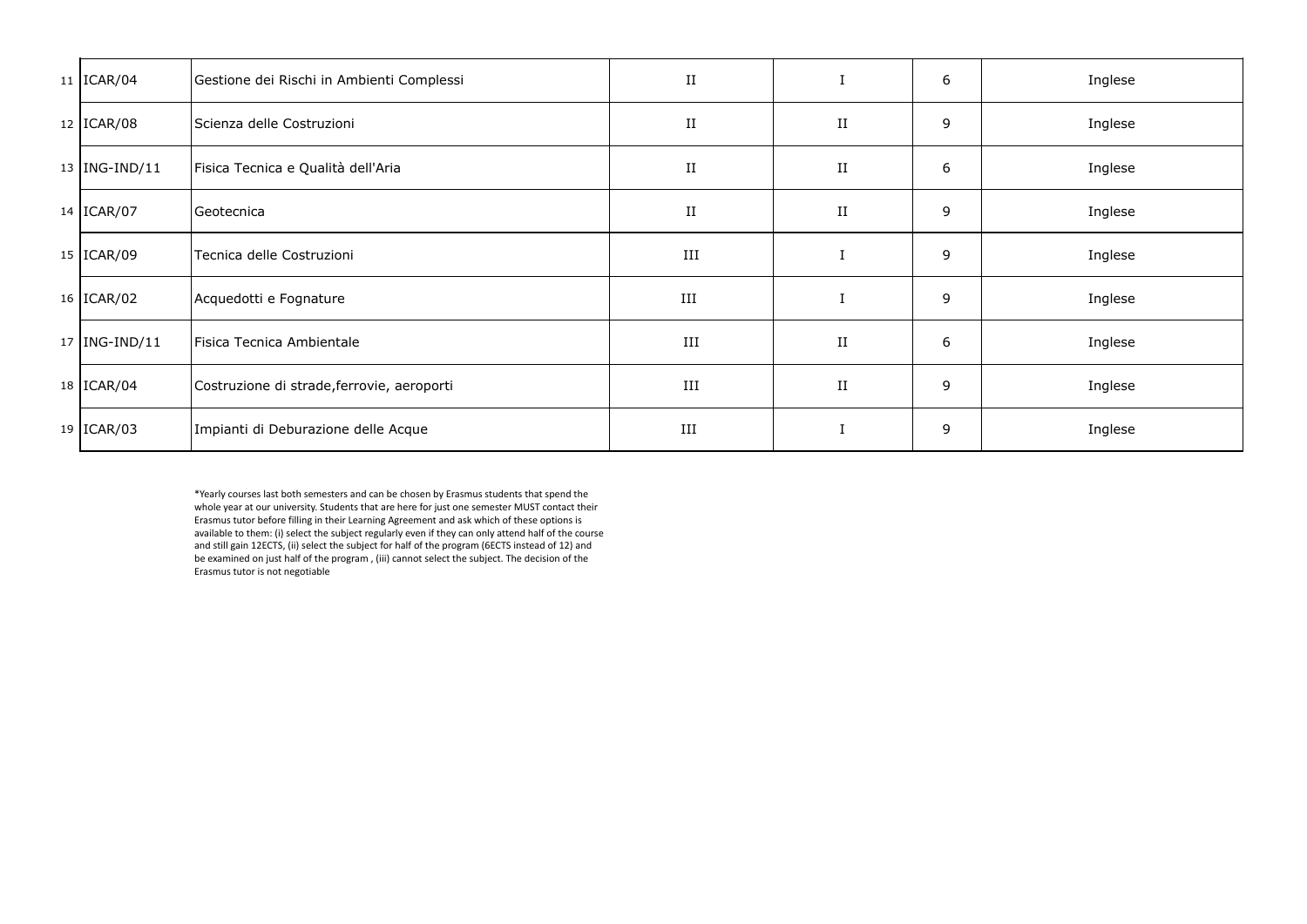| | | | | | | |
|---|---|---|---|---|---|---|
| 11 | ICAR/04 | Gestione dei Rischi in Ambienti Complessi | II | I | 6 | Inglese |
| 12 | ICAR/08 | Scienza delle Costruzioni | II | II | 9 | Inglese |
| 13 | ING-IND/11 | Fisica Tecnica e Qualità dell'Aria | II | II | 6 | Inglese |
| 14 | ICAR/07 | Geotecnica | II | II | 9 | Inglese |
| 15 | ICAR/09 | Tecnica delle Costruzioni | III | I | 9 | Inglese |
| 16 | ICAR/02 | Acquedotti e Fognature | III | I | 9 | Inglese |
| 17 | ING-IND/11 | Fisica Tecnica Ambientale | III | II | 6 | Inglese |
| 18 | ICAR/04 | Costruzione di strade,ferrovie, aeroporti | III | II | 9 | Inglese |
| 19 | ICAR/03 | Impianti di Deburazione delle Acque | III | I | 9 | Inglese |

*Yearly courses last both semesters and can be chosen by Erasmus students that spend the whole year at our university. Students that are here for just one semester MUST contact their Erasmus tutor before filling in their Learning Agreement and ask which of these options is available to them: (i) select the subject regularly even if they can only attend half of the course and still gain 12ECTS, (ii) select the subject for half of the program (6ECTS instead of 12) and be examined on just half of the program , (iii) cannot select the subject. The decision of the Erasmus tutor is not negotiable